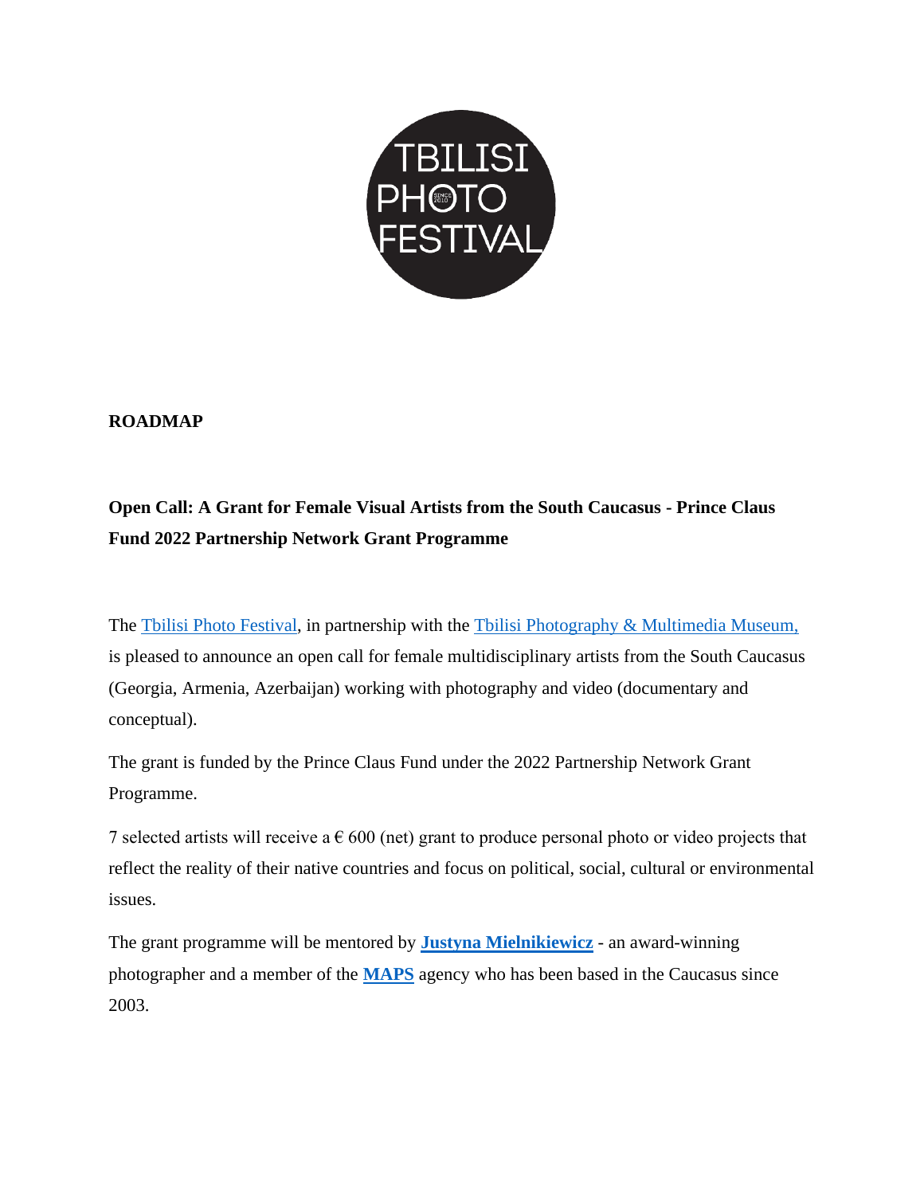**ROADMAP**

**Open Call: A Grant for Female Visual Artists from the South Caucasus - Prince Claus Fund 2022 Partnership Network Grant Programme**

The Tbilisi Photo Festival, in partnership with the Tbilisi Photography & Multimedia Museum, is pleased to announce an open call for female multidisciplinary artists from the South Caucasus (Georgia, Armenia, Azerbaijan) working with photography and video (documentary and conceptual).

The grant is funded by the Prince Claus Fund under the 2022 Partnership Network Grant Programme.

7 selected artists will receive a € 600 (net) grant to produce personal photo or video projects that reflect the reality of their native countries and focus on political, social, cultural or environmental issues.

The grant programme will be mentored by **Justyna Mielnikiewicz** - an award-winning photographer and a member of the **MAPS** agency who has been based in the Caucasus since 2003.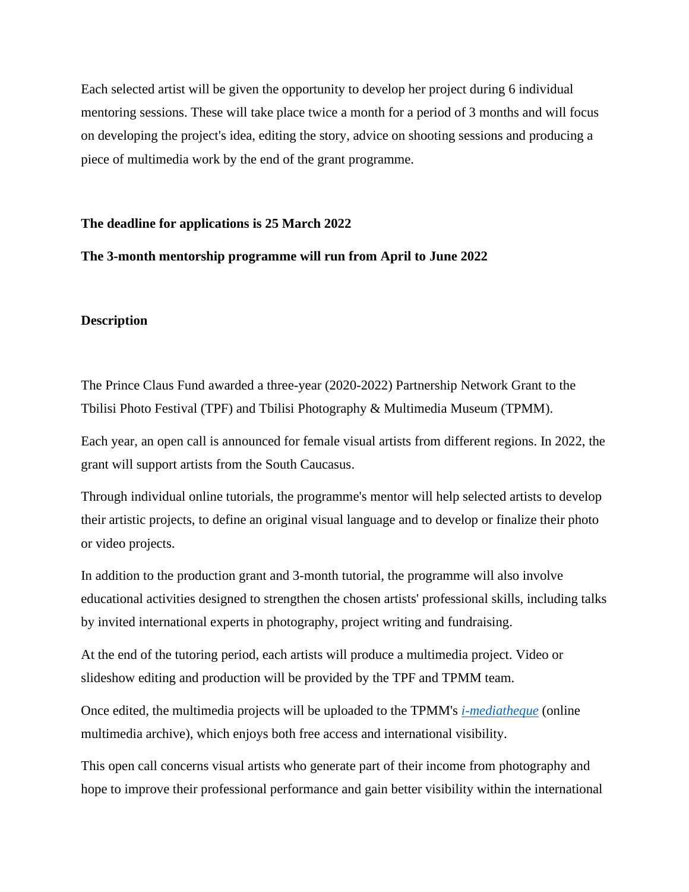Each selected artist will be given the opportunity to develop her project during 6 individual mentoring sessions. These will take place twice a month for a period of 3 months and will focus on developing the project's idea, editing the story, advice on shooting sessions and producing a piece of multimedia work by the end of the grant programme.

**The deadline for applications is 25 March 2022**

**The 3-month mentorship programme will run from April to June 2022**

**Description**

The Prince Claus Fund awarded a three-year (2020-2022) Partnership Network Grant to the Tbilisi Photo Festival (TPF) and Tbilisi Photography & Multimedia Museum (TPMM).

Each year, an open call is announced for female visual artists from different regions. In 2022, the grant will support artists from the South Caucasus.

Through individual online tutorials, the programme's mentor will help selected artists to develop their artistic projects, to define an original visual language and to develop or finalize their photo or video projects.

In addition to the production grant and 3-month tutorial, the programme will also involve educational activities designed to strengthen the chosen artists' professional skills, including talks by invited international experts in photography, project writing and fundraising.

At the end of the tutoring period, each artists will produce a multimedia project. Video or slideshow editing and production will be provided by the TPF and TPMM team.

Once edited, the multimedia projects will be uploaded to the TPMM's *i-mediatheque* (online multimedia archive), which enjoys both free access and international visibility.

This open call concerns visual artists who generate part of their income from photography and hope to improve their professional performance and gain better visibility within the international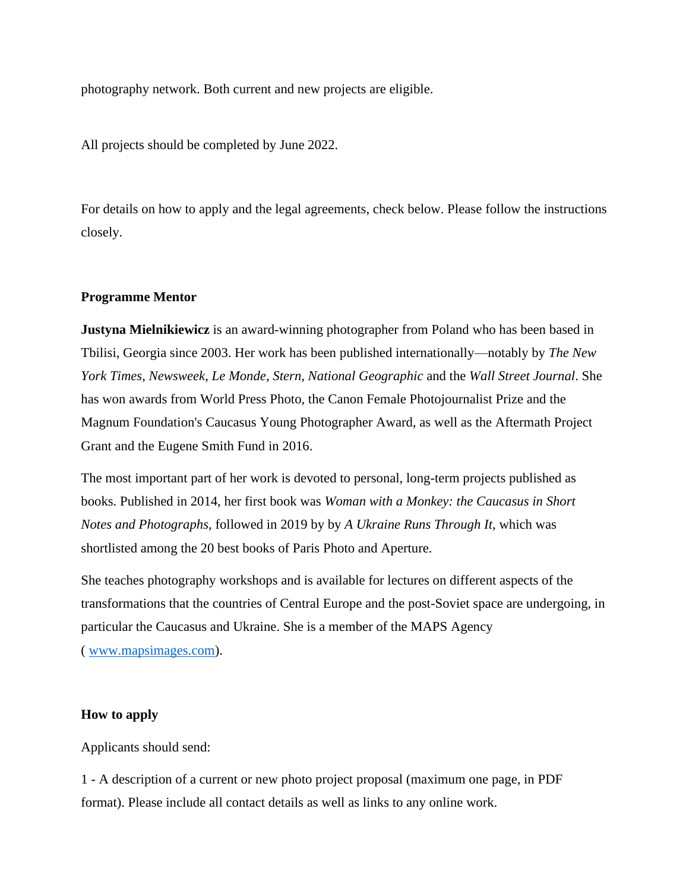photography network. Both current and new projects are eligible.

All projects should be completed by June 2022.

For details on how to apply and the legal agreements, check below. Please follow the instructions closely.

**Programme Mentor**

**Justyna Mielnikiewicz** is an award-winning photographer from Poland who has been based in Tbilisi, Georgia since 2003. Her work has been published internationally—notably by *The New York Times*, *Newsweek*, *Le Monde*, *Stern*, *National Geographic* and the *Wall Street Journal*. She has won awards from World Press Photo, the Canon Female Photojournalist Prize and the Magnum Foundation's Caucasus Young Photographer Award, as well as the Aftermath Project Grant and the Eugene Smith Fund in 2016.

The most important part of her work is devoted to personal, long-term projects published as books. Published in 2014, her first book was *Woman with a Monkey: the Caucasus in Short Notes and Photographs*, followed in 2019 by by *A Ukraine Runs Through It*, which was shortlisted among the 20 best books of Paris Photo and Aperture.

She teaches photography workshops and is available for lectures on different aspects of the transformations that the countries of Central Europe and the post-Soviet space are undergoing, in particular the Caucasus and Ukraine. She is a member of the MAPS Agency ( [www.mapsimages.com](http://www.mapsimages.com)).

**How to apply**

Applicants should send:

1 - A description of a current or new photo project proposal (maximum one page, in PDF format). Please include all contact details as well as links to any online work.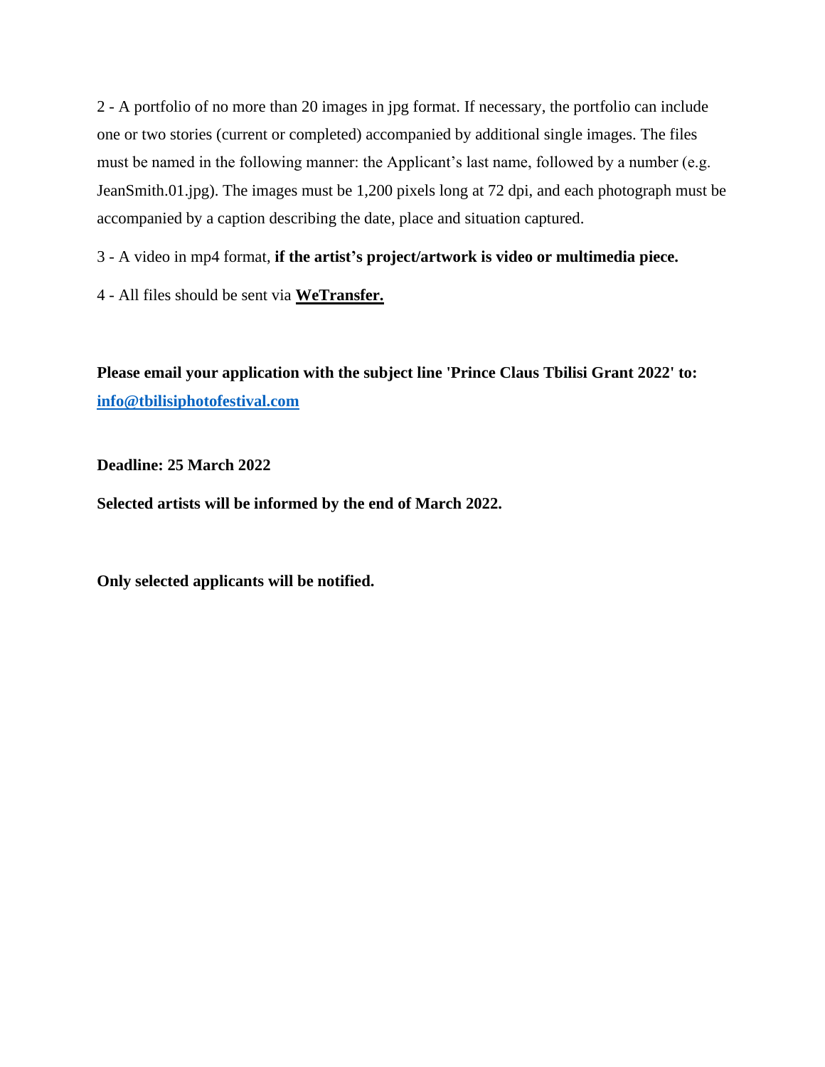2 - A portfolio of no more than 20 images in jpg format. If necessary, the portfolio can include one or two stories (current or completed) accompanied by additional single images. The files must be named in the following manner: the Applicant's last name, followed by a number (e.g. JeanSmith.01.jpg). The images must be 1,200 pixels long at 72 dpi, and each photograph must be accompanied by a caption describing the date, place and situation captured.

3 - A video in mp4 format, **if the artist's project/artwork is video or multimedia piece.**

4 - All files should be sent via **WeTransfer.**

**Please email your application with the subject line 'Prince Claus Tbilisi Grant 2022' to: info@tbilisiphotofestival.com**

**Deadline: 25 March 2022**

**Selected artists will be informed by the end of March 2022.**

**Only selected applicants will be notified.**